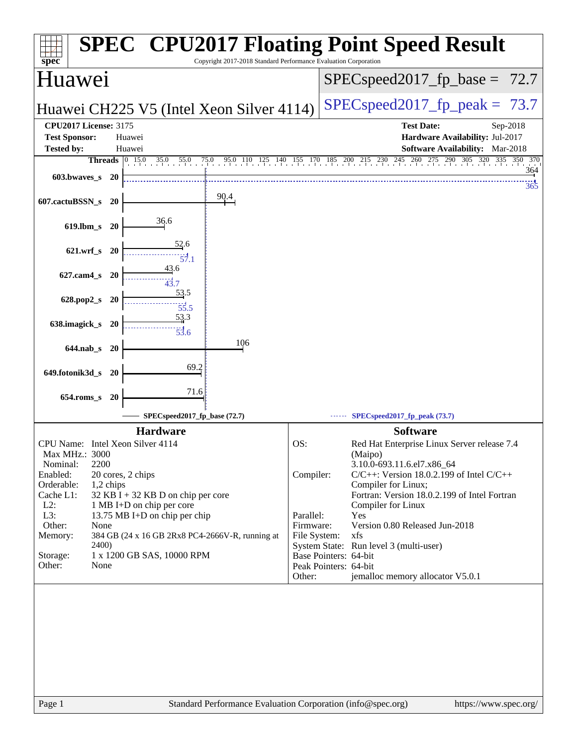# SPEC CPU2017 Floating Point Speed Result

Copyright 2017-2018 Standard Performance Evaluation Corporation

## Huawei

**Huawei CH225 V5 (Intel Xeon Silver 4114)**

SPECspeed2017_fp_base = 72.7

SPECspeed2017_fp_peak = 73.7

| | | | |
|---|---|---|---|
| **CPU2017 License:** | 3175 | **Test Date:** | Sep-2018 |
| **Test Sponsor:** | Huawei | **Hardware Availability:** | Jul-2017 |
| **Tested by:** | Huawei | **Software Availability:** | Mar-2018 |

| Benchmark | Threads | Base | Peak |
|---|---|---|---|
| 603.bwaves_s | 20 | 364 | 365 |
| 607.cactuBSSN_s | 20 | 90.4 | |
| 619.lbm_s | 20 | 36.6 | |
| 621.wrf_s | 20 | 52.6 | 57.1 |
| 627.cam4_s | 20 | 43.6 | 43.7 |
| 628.pop2_s | 20 | 53.5 | 55.5 |
| 638.imagick_s | 20 | 53.3 | 53.6 |
| 644.nab_s | 20 | 106 | |
| 649.fotonik3d_s | 20 | 69.2 | |
| 654.roms_s | 20 | 71.6 | |

SPECspeed2017_fp_base (72.7) — SPECspeed2017_fp_peak (73.7)

### Hardware

| | |
|---|---|
| CPU Name: | Intel Xeon Silver 4114 |
| Max MHz.: | 3000 |
| Nominal: | 2200 |
| Enabled: | 20 cores, 2 chips |
| Orderable: | 1,2 chips |
| Cache L1: | 32 KB I + 32 KB D on chip per core |
| L2: | 1 MB I+D on chip per core |
| L3: | 13.75 MB I+D on chip per chip |
| Other: | None |
| Memory: | 384 GB (24 x 16 GB 2Rx8 PC4-2666V-R, running at 2400) |
| Storage: | 1 x 1200 GB SAS, 10000 RPM |
| Other: | None |

### Software

| | |
|---|---|
| OS: | Red Hat Enterprise Linux Server release 7.4 (Maipo) 3.10.0-693.11.6.el7.x86_64 |
| Compiler: | C/C++: Version 18.0.2.199 of Intel C/C++ Compiler for Linux; Fortran: Version 18.0.2.199 of Intel Fortran Compiler for Linux |
| Parallel: | Yes |
| Firmware: | Version 0.80 Released Jun-2018 |
| File System: | xfs |
| System State: | Run level 3 (multi-user) |
| Base Pointers: | 64-bit |
| Peak Pointers: | 64-bit |
| Other: | jemalloc memory allocator V5.0.1 |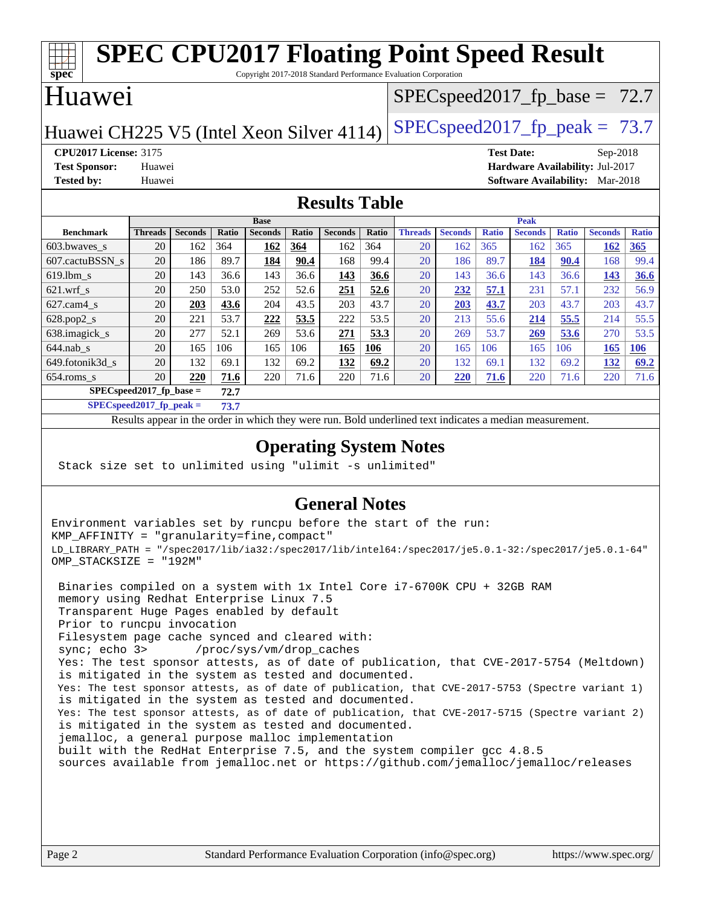# SPEC CPU2017 Floating Point Speed Result

Copyright 2017-2018 Standard Performance Evaluation Corporation

## Huawei

Huawei CH225 V5 (Intel Xeon Silver 4114)

SPECspeed2017_fp_base = 72.7

SPECspeed2017_fp_peak = 73.7

**CPU2017 License:** 3175
**Test Sponsor:** Huawei
**Tested by:** Huawei

**Test Date:** Sep-2018
**Hardware Availability:** Jul-2017
**Software Availability:** Mar-2018

## Results Table

| | Base | | | | | | | Peak | | | | | | |
|---|---|---|---|---|---|---|---|---|---|---|---|---|---|---|
| **Benchmark** | **Threads** | **Seconds** | **Ratio** | **Seconds** | **Ratio** | **Seconds** | **Ratio** | **Threads** | **Seconds** | **Ratio** | **Seconds** | **Ratio** | **Seconds** | **Ratio** |
| 603.bwaves_s | 20 | 162 | 364 | **162** | **364** | 162 | 364 | 20 | 162 | 365 | 162 | 365 | **162** | **365** |
| 607.cactuBSSN_s | 20 | 186 | 89.7 | **184** | **90.4** | 168 | 99.4 | 20 | 186 | 89.7 | **184** | **90.4** | 168 | 99.4 |
| 619.lbm_s | 20 | 143 | 36.6 | 143 | 36.6 | **143** | **36.6** | 20 | 143 | 36.6 | 143 | 36.6 | **143** | **36.6** |
| 621.wrf_s | 20 | 250 | 53.0 | 252 | 52.6 | **251** | **52.6** | 20 | **232** | **57.1** | 231 | 57.1 | 232 | 56.9 |
| 627.cam4_s | 20 | **203** | **43.6** | 204 | 43.5 | 203 | 43.7 | 20 | **203** | **43.7** | 203 | 43.7 | 203 | 43.7 |
| 628.pop2_s | 20 | 221 | 53.7 | **222** | **53.5** | 222 | 53.5 | 20 | 213 | 55.6 | **214** | **55.5** | 214 | 55.5 |
| 638.imagick_s | 20 | 277 | 52.1 | 269 | 53.6 | **271** | **53.3** | 20 | 269 | 53.7 | **269** | **53.6** | 270 | 53.5 |
| 644.nab_s | 20 | 165 | 106 | 165 | 106 | **165** | **106** | 20 | 165 | 106 | 165 | 106 | **165** | **106** |
| 649.fotonik3d_s | 20 | 132 | 69.1 | 132 | 69.2 | **132** | **69.2** | 20 | 132 | 69.1 | 132 | 69.2 | **132** | **69.2** |
| 654.roms_s | 20 | **220** | **71.6** | 220 | 71.6 | 220 | 71.6 | 20 | **220** | **71.6** | 220 | 71.6 | 220 | 71.6 |
| **SPECspeed2017_fp_base =** | | **72.7** | | | | | | | | | | | | |
| **SPECspeed2017_fp_peak =** | | **73.7** | | | | | | | | | | | | |

Results appear in the order in which they were run. Bold underlined text indicates a median measurement.

## Operating System Notes

```
Stack size set to unlimited using "ulimit -s unlimited"
```

## General Notes

```
Environment variables set by runcpu before the start of the run:
KMP_AFFINITY = "granularity=fine,compact"
LD_LIBRARY_PATH = "/spec2017/lib/ia32:/spec2017/lib/intel64:/spec2017/je5.0.1-32:/spec2017/je5.0.1-64"
OMP_STACKSIZE = "192M"

 Binaries compiled on a system with 1x Intel Core i7-6700K CPU + 32GB RAM
 memory using Redhat Enterprise Linux 7.5
 Transparent Huge Pages enabled by default
 Prior to runcpu invocation
 Filesystem page cache synced and cleared with:
 sync; echo 3>       /proc/sys/vm/drop_caches
 Yes: The test sponsor attests, as of date of publication, that CVE-2017-5754 (Meltdown)
 is mitigated in the system as tested and documented.
 Yes: The test sponsor attests, as of date of publication, that CVE-2017-5753 (Spectre variant 1)
 is mitigated in the system as tested and documented.
 Yes: The test sponsor attests, as of date of publication, that CVE-2017-5715 (Spectre variant 2)
 is mitigated in the system as tested and documented.
 jemalloc, a general purpose malloc implementation
 built with the RedHat Enterprise 7.5, and the system compiler gcc 4.8.5
 sources available from jemalloc.net or https://github.com/jemalloc/jemalloc/releases
```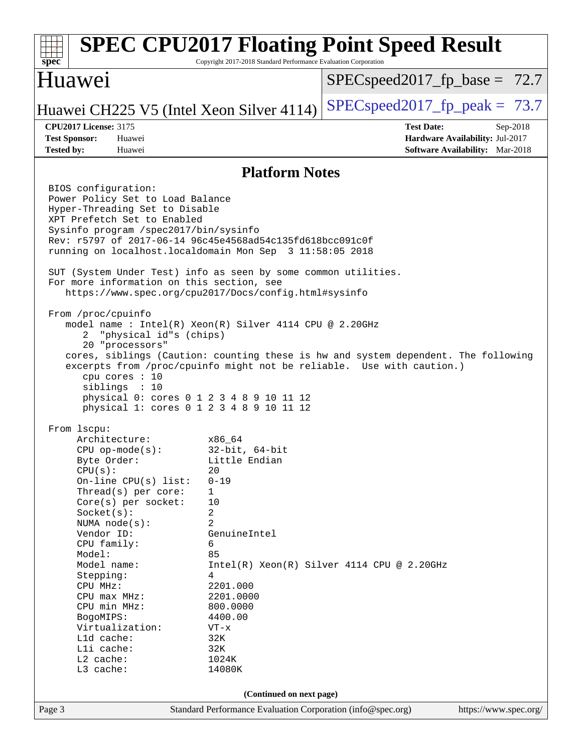# SPEC CPU2017 Floating Point Speed Result

Copyright 2017-2018 Standard Performance Evaluation Corporation

## Huawei

Huawei CH225 V5 (Intel Xeon Silver 4114)

SPECspeed2017_fp_base = 72.7

SPECspeed2017_fp_peak = 73.7

**CPU2017 License:** 3175
**Test Sponsor:** Huawei
**Tested by:** Huawei

**Test Date:** Sep-2018
**Hardware Availability:** Jul-2017
**Software Availability:** Mar-2018

## Platform Notes

```
BIOS configuration:
Power Policy Set to Load Balance
Hyper-Threading Set to Disable
XPT Prefetch Set to Enabled
Sysinfo program /spec2017/bin/sysinfo
Rev: r5797 of 2017-06-14 96c45e4568ad54c135fd618bcc091c0f
running on localhost.localdomain Mon Sep  3 11:58:05 2018

SUT (System Under Test) info as seen by some common utilities.
For more information on this section, see
   https://www.spec.org/cpu2017/Docs/config.html#sysinfo

From /proc/cpuinfo
   model name : Intel(R) Xeon(R) Silver 4114 CPU @ 2.20GHz
      2  "physical id"s (chips)
      20 "processors"
   cores, siblings (Caution: counting these is hw and system dependent. The following
   excerpts from /proc/cpuinfo might not be reliable.  Use with caution.)
      cpu cores : 10
      siblings  : 10
      physical 0: cores 0 1 2 3 4 8 9 10 11 12
      physical 1: cores 0 1 2 3 4 8 9 10 11 12

From lscpu:
     Architecture:          x86_64
     CPU op-mode(s):        32-bit, 64-bit
     Byte Order:            Little Endian
     CPU(s):                20
     On-line CPU(s) list:   0-19
     Thread(s) per core:    1
     Core(s) per socket:    10
     Socket(s):             2
     NUMA node(s):          2
     Vendor ID:             GenuineIntel
     CPU family:            6
     Model:                 85
     Model name:            Intel(R) Xeon(R) Silver 4114 CPU @ 2.20GHz
     Stepping:              4
     CPU MHz:               2201.000
     CPU max MHz:           2201.0000
     CPU min MHz:           800.0000
     BogoMIPS:              4400.00
     Virtualization:        VT-x
     L1d cache:             32K
     L1i cache:             32K
     L2 cache:              1024K
     L3 cache:              14080K
```

**(Continued on next page)**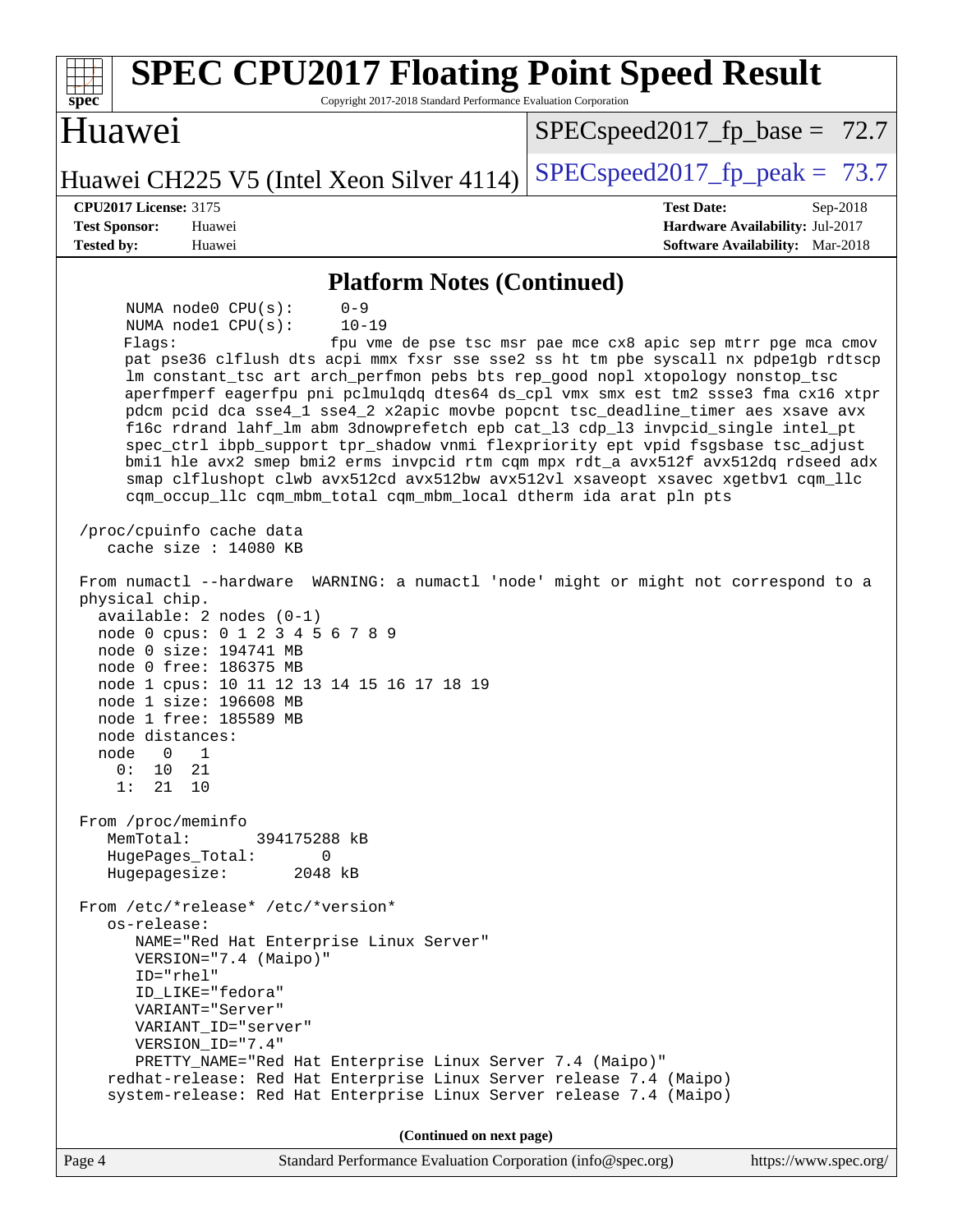## Platform Notes (Continued)

```
      NUMA node0 CPU(s):      0-9
      NUMA node1 CPU(s):      10-19
      Flags:                  fpu vme de pse tsc msr pae mce cx8 apic sep mtrr pge mca cmov
      pat pse36 clflush dts acpi mmx fxsr sse sse2 ss ht tm pbe syscall nx pdpe1gb rdtscp
      lm constant_tsc art arch_perfmon pebs bts rep_good nopl xtopology nonstop_tsc
      aperfmperf eagerfpu pni pclmulqdq dtes64 ds_cpl vmx smx est tm2 ssse3 fma cx16 xtpr
      pdcm pcid dca sse4_1 sse4_2 x2apic movbe popcnt tsc_deadline_timer aes xsave avx
      f16c rdrand lahf_lm abm 3dnowprefetch epb cat_l3 cdp_l3 invpcid_single intel_pt
      spec_ctrl ibpb_support tpr_shadow vnmi flexpriority ept vpid fsgsbase tsc_adjust
      bmi1 hle avx2 smep bmi2 erms invpcid rtm cqm mpx rdt_a avx512f avx512dq rdseed adx
      smap clflushopt clwb avx512cd avx512bw avx512vl xsaveopt xsavec xgetbv1 cqm_llc
      cqm_occup_llc cqm_mbm_total cqm_mbm_local dtherm ida arat pln pts

 /proc/cpuinfo cache data
    cache size : 14080 KB

 From numactl --hardware  WARNING: a numactl 'node' might or might not correspond to a
 physical chip.
   available: 2 nodes (0-1)
   node 0 cpus: 0 1 2 3 4 5 6 7 8 9
   node 0 size: 194741 MB
   node 0 free: 186375 MB
   node 1 cpus: 10 11 12 13 14 15 16 17 18 19
   node 1 size: 196608 MB
   node 1 free: 185589 MB
   node distances:
   node   0   1
     0:  10  21
     1:  21  10

 From /proc/meminfo
    MemTotal:       394175288 kB
    HugePages_Total:       0
    Hugepagesize:       2048 kB

 From /etc/*release* /etc/*version*
    os-release:
       NAME="Red Hat Enterprise Linux Server"
       VERSION="7.4 (Maipo)"
       ID="rhel"
       ID_LIKE="fedora"
       VARIANT="Server"
       VARIANT_ID="server"
       VERSION_ID="7.4"
       PRETTY_NAME="Red Hat Enterprise Linux Server 7.4 (Maipo)"
    redhat-release: Red Hat Enterprise Linux Server release 7.4 (Maipo)
    system-release: Red Hat Enterprise Linux Server release 7.4 (Maipo)
```

(Continued on next page)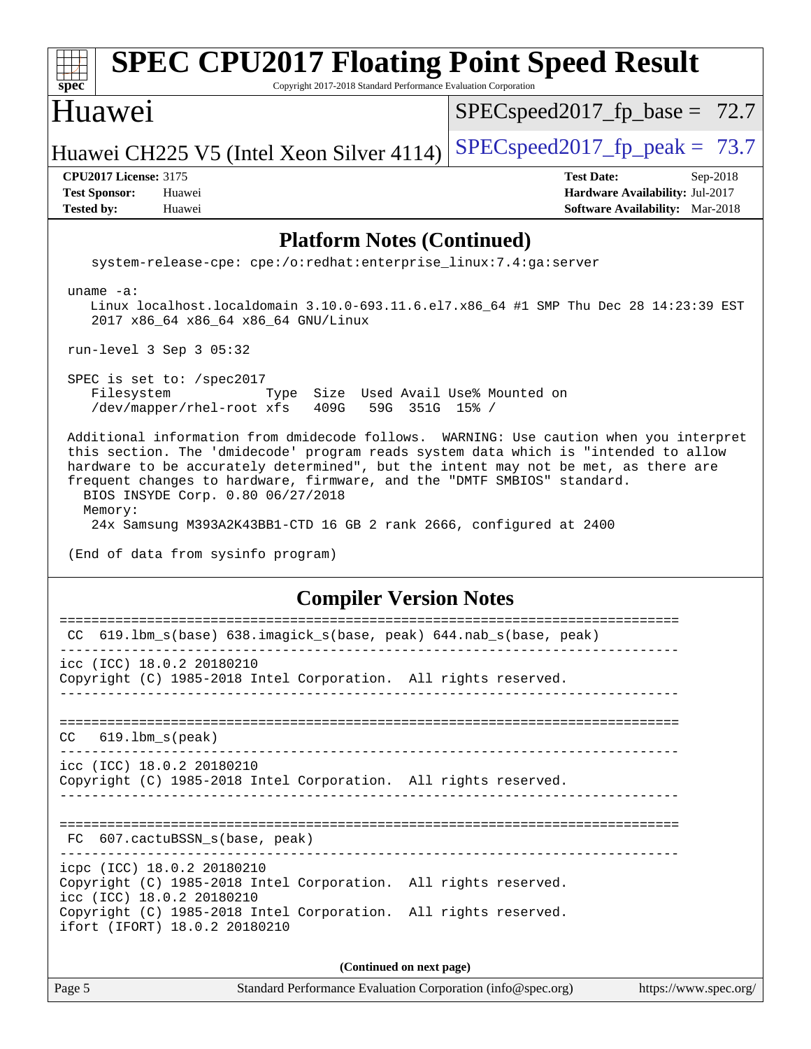## Platform Notes (Continued)

```
   system-release-cpe: cpe:/o:redhat:enterprise_linux:7.4:ga:server

uname -a:
   Linux localhost.localdomain 3.10.0-693.11.6.el7.x86_64 #1 SMP Thu Dec 28 14:23:39 EST
   2017 x86_64 x86_64 x86_64 GNU/Linux

run-level 3 Sep 3 05:32

SPEC is set to: /spec2017
   Filesystem            Type  Size  Used Avail Use% Mounted on
   /dev/mapper/rhel-root xfs   409G   59G  351G  15% /

Additional information from dmidecode follows.  WARNING: Use caution when you interpret
this section. The 'dmidecode' program reads system data which is "intended to allow
hardware to be accurately determined", but the intent may not be met, as there are
frequent changes to hardware, firmware, and the "DMTF SMBIOS" standard.
  BIOS INSYDE Corp. 0.80 06/27/2018
  Memory:
   24x Samsung M393A2K43BB1-CTD 16 GB 2 rank 2666, configured at 2400

(End of data from sysinfo program)
```

## Compiler Version Notes

```
==============================================================================
 CC  619.lbm_s(base) 638.imagick_s(base, peak) 644.nab_s(base, peak)
------------------------------------------------------------------------------
icc (ICC) 18.0.2 20180210
Copyright (C) 1985-2018 Intel Corporation.  All rights reserved.
------------------------------------------------------------------------------

==============================================================================
 CC   619.lbm_s(peak)
------------------------------------------------------------------------------
icc (ICC) 18.0.2 20180210
Copyright (C) 1985-2018 Intel Corporation.  All rights reserved.
------------------------------------------------------------------------------

==============================================================================
 FC  607.cactuBSSN_s(base, peak)
------------------------------------------------------------------------------
icpc (ICC) 18.0.2 20180210
Copyright (C) 1985-2018 Intel Corporation.  All rights reserved.
icc (ICC) 18.0.2 20180210
Copyright (C) 1985-2018 Intel Corporation.  All rights reserved.
ifort (IFORT) 18.0.2 20180210
```

(Continued on next page)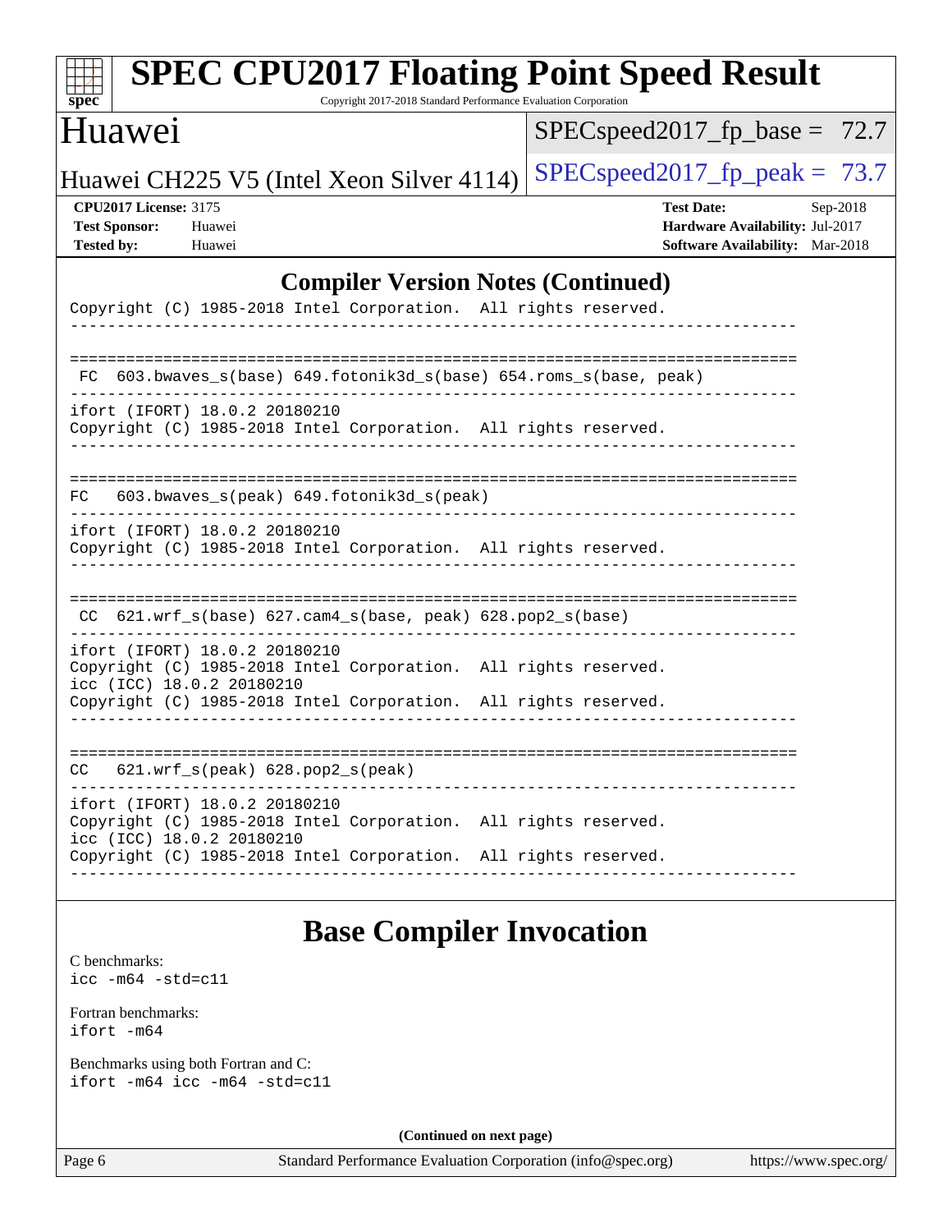## Compiler Version Notes (Continued)

```
Copyright (C) 1985-2018 Intel Corporation.  All rights reserved.
------------------------------------------------------------------------------

==============================================================================
 FC  603.bwaves_s(base) 649.fotonik3d_s(base) 654.roms_s(base, peak)
------------------------------------------------------------------------------
ifort (IFORT) 18.0.2 20180210
Copyright (C) 1985-2018 Intel Corporation.  All rights reserved.
------------------------------------------------------------------------------

==============================================================================
 FC   603.bwaves_s(peak) 649.fotonik3d_s(peak)
------------------------------------------------------------------------------
ifort (IFORT) 18.0.2 20180210
Copyright (C) 1985-2018 Intel Corporation.  All rights reserved.
------------------------------------------------------------------------------

==============================================================================
 CC  621.wrf_s(base) 627.cam4_s(base, peak) 628.pop2_s(base)
------------------------------------------------------------------------------
ifort (IFORT) 18.0.2 20180210
Copyright (C) 1985-2018 Intel Corporation.  All rights reserved.
icc (ICC) 18.0.2 20180210
Copyright (C) 1985-2018 Intel Corporation.  All rights reserved.
------------------------------------------------------------------------------

==============================================================================
 CC   621.wrf_s(peak) 628.pop2_s(peak)
------------------------------------------------------------------------------
ifort (IFORT) 18.0.2 20180210
Copyright (C) 1985-2018 Intel Corporation.  All rights reserved.
icc (ICC) 18.0.2 20180210
Copyright (C) 1985-2018 Intel Corporation.  All rights reserved.
------------------------------------------------------------------------------
```

## Base Compiler Invocation

C benchmarks:
`icc -m64 -std=c11`

Fortran benchmarks:
`ifort -m64`

Benchmarks using both Fortran and C:
`ifort -m64 icc -m64 -std=c11`

**(Continued on next page)**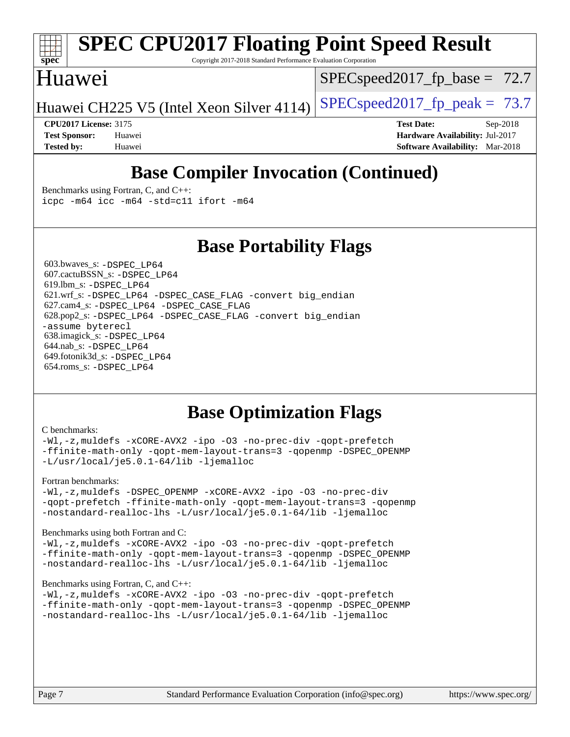# SPEC CPU2017 Floating Point Speed Result

Copyright 2017-2018 Standard Performance Evaluation Corporation

## Huawei

Huawei CH225 V5 (Intel Xeon Silver 4114)

SPECspeed2017_fp_base = 72.7

SPECspeed2017_fp_peak = 73.7

**CPU2017 License:** 3175
**Test Sponsor:** Huawei
**Tested by:** Huawei

**Test Date:** Sep-2018
**Hardware Availability:** Jul-2017
**Software Availability:** Mar-2018

## Base Compiler Invocation (Continued)

Benchmarks using Fortran, C, and C++:
```
icpc -m64 icc -m64 -std=c11 ifort -m64
```

## Base Portability Flags

603.bwaves_s: `-DSPEC_LP64`
607.cactuBSSN_s: `-DSPEC_LP64`
619.lbm_s: `-DSPEC_LP64`
621.wrf_s: `-DSPEC_LP64 -DSPEC_CASE_FLAG -convert big_endian`
627.cam4_s: `-DSPEC_LP64 -DSPEC_CASE_FLAG`
628.pop2_s: `-DSPEC_LP64 -DSPEC_CASE_FLAG -convert big_endian -assume byterecl`
638.imagick_s: `-DSPEC_LP64`
644.nab_s: `-DSPEC_LP64`
649.fotonik3d_s: `-DSPEC_LP64`
654.roms_s: `-DSPEC_LP64`

## Base Optimization Flags

C benchmarks:
```
-Wl,-z,muldefs -xCORE-AVX2 -ipo -O3 -no-prec-div -qopt-prefetch
-ffinite-math-only -qopt-mem-layout-trans=3 -qopenmp -DSPEC_OPENMP
-L/usr/local/je5.0.1-64/lib -ljemalloc
```

Fortran benchmarks:
```
-Wl,-z,muldefs -DSPEC_OPENMP -xCORE-AVX2 -ipo -O3 -no-prec-div
-qopt-prefetch -ffinite-math-only -qopt-mem-layout-trans=3 -qopenmp
-nostandard-realloc-lhs -L/usr/local/je5.0.1-64/lib -ljemalloc
```

Benchmarks using both Fortran and C:
```
-Wl,-z,muldefs -xCORE-AVX2 -ipo -O3 -no-prec-div -qopt-prefetch
-ffinite-math-only -qopt-mem-layout-trans=3 -qopenmp -DSPEC_OPENMP
-nostandard-realloc-lhs -L/usr/local/je5.0.1-64/lib -ljemalloc
```

Benchmarks using Fortran, C, and C++:
```
-Wl,-z,muldefs -xCORE-AVX2 -ipo -O3 -no-prec-div -qopt-prefetch
-ffinite-math-only -qopt-mem-layout-trans=3 -qopenmp -DSPEC_OPENMP
-nostandard-realloc-lhs -L/usr/local/je5.0.1-64/lib -ljemalloc
```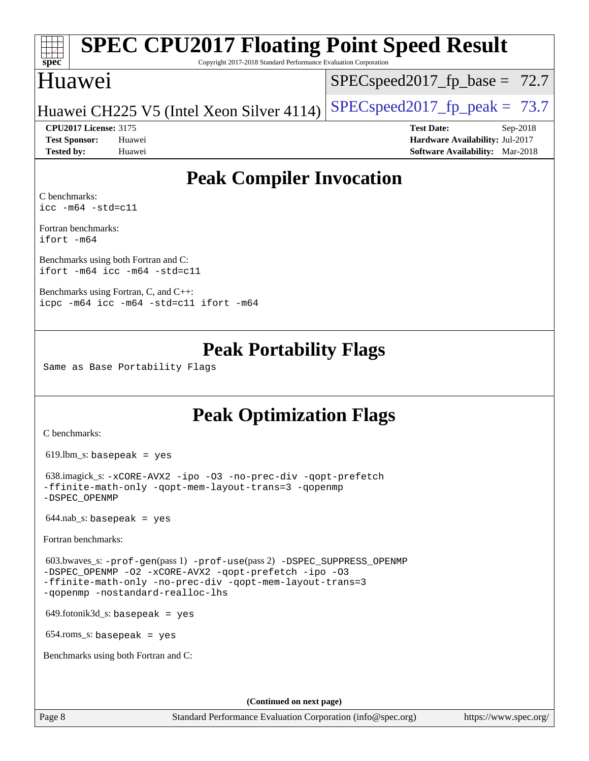# SPEC CPU2017 Floating Point Speed Result

Copyright 2017-2018 Standard Performance Evaluation Corporation

## Huawei

Huawei CH225 V5 (Intel Xeon Silver 4114)

SPECspeed2017_fp_base = 72.7

SPECspeed2017_fp_peak = 73.7

**CPU2017 License:** 3175
**Test Sponsor:** Huawei
**Tested by:** Huawei

**Test Date:** Sep-2018
**Hardware Availability:** Jul-2017
**Software Availability:** Mar-2018

## Peak Compiler Invocation

C benchmarks:
```
icc -m64 -std=c11
```

Fortran benchmarks:
```
ifort -m64
```

Benchmarks using both Fortran and C:
```
ifort -m64 icc -m64 -std=c11
```

Benchmarks using Fortran, C, and C++:
```
icpc -m64 icc -m64 -std=c11 ifort -m64
```

## Peak Portability Flags

Same as Base Portability Flags

## Peak Optimization Flags

C benchmarks:

619.lbm_s: basepeak = yes

638.imagick_s: -xCORE-AVX2 -ipo -O3 -no-prec-div -qopt-prefetch -ffinite-math-only -qopt-mem-layout-trans=3 -qopenmp -DSPEC_OPENMP

644.nab_s: basepeak = yes

Fortran benchmarks:

603.bwaves_s: -prof-gen(pass 1) -prof-use(pass 2) -DSPEC_SUPPRESS_OPENMP -DSPEC_OPENMP -O2 -xCORE-AVX2 -qopt-prefetch -ipo -O3 -ffinite-math-only -no-prec-div -qopt-mem-layout-trans=3 -qopenmp -nostandard-realloc-lhs

649.fotonik3d_s: basepeak = yes

654.roms_s: basepeak = yes

Benchmarks using both Fortran and C:

(Continued on next page)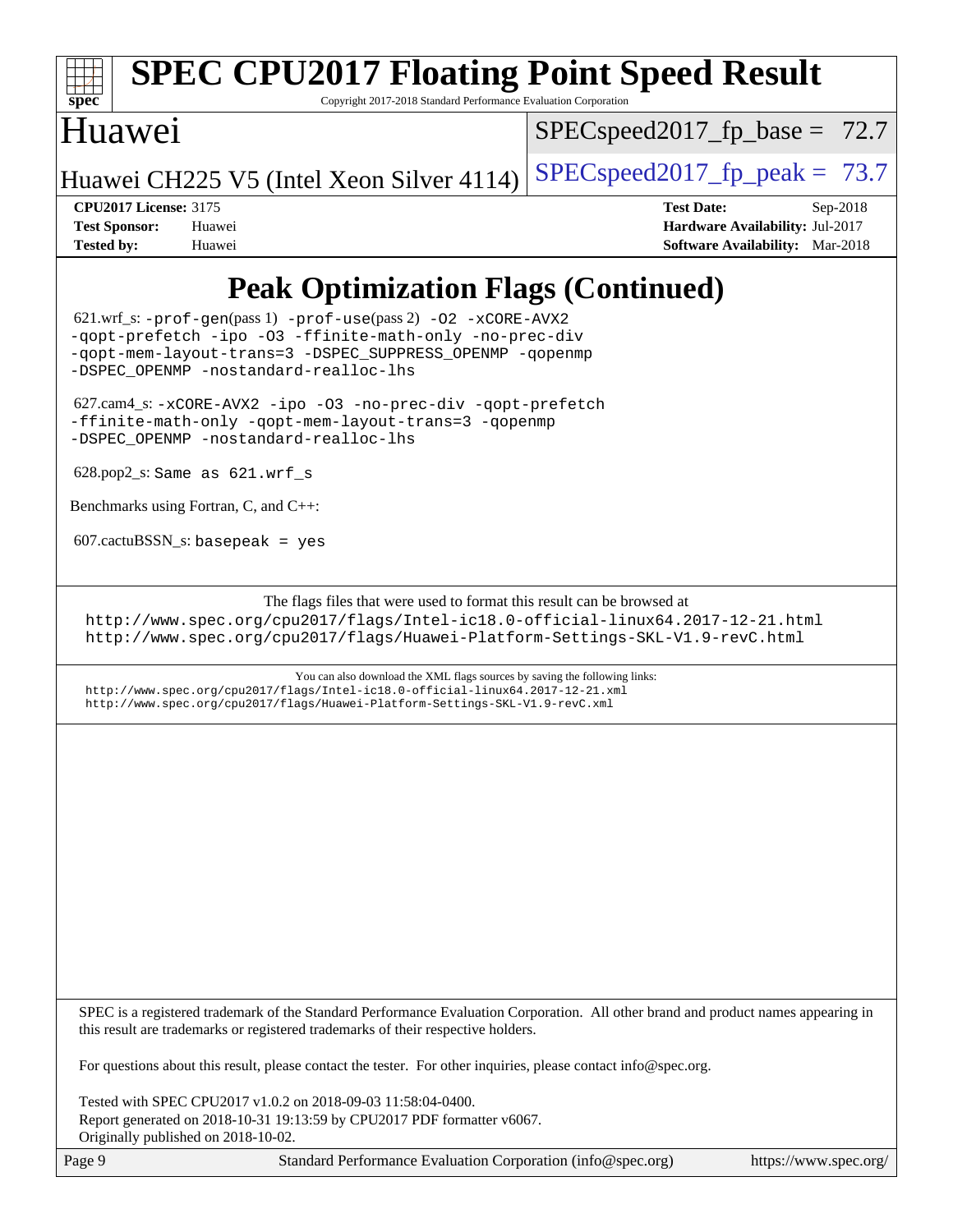## Peak Optimization Flags (Continued)

621.wrf_s: -prof-gen(pass 1) -prof-use(pass 2) -O2 -xCORE-AVX2 -qopt-prefetch -ipo -O3 -ffinite-math-only -no-prec-div -qopt-mem-layout-trans=3 -DSPEC_SUPPRESS_OPENMP -qopenmp -DSPEC_OPENMP -nostandard-realloc-lhs

627.cam4_s: -xCORE-AVX2 -ipo -O3 -no-prec-div -qopt-prefetch -ffinite-math-only -qopt-mem-layout-trans=3 -qopenmp -DSPEC_OPENMP -nostandard-realloc-lhs

628.pop2_s: Same as 621.wrf_s

Benchmarks using Fortran, C, and C++:

607.cactuBSSN_s: basepeak = yes

The flags files that were used to format this result can be browsed at
http://www.spec.org/cpu2017/flags/Intel-ic18.0-official-linux64.2017-12-21.html
http://www.spec.org/cpu2017/flags/Huawei-Platform-Settings-SKL-V1.9-revC.html

You can also download the XML flags sources by saving the following links:
http://www.spec.org/cpu2017/flags/Intel-ic18.0-official-linux64.2017-12-21.xml
http://www.spec.org/cpu2017/flags/Huawei-Platform-Settings-SKL-V1.9-revC.xml

SPEC is a registered trademark of the Standard Performance Evaluation Corporation. All other brand and product names appearing in this result are trademarks or registered trademarks of their respective holders.

For questions about this result, please contact the tester. For other inquiries, please contact info@spec.org.

Tested with SPEC CPU2017 v1.0.2 on 2018-09-03 11:58:04-0400.
Report generated on 2018-10-31 19:13:59 by CPU2017 PDF formatter v6067.
Originally published on 2018-10-02.